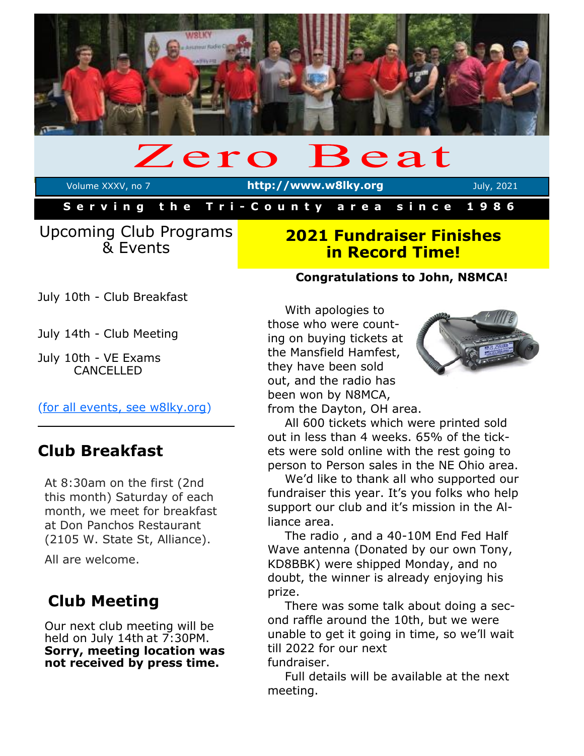# Zero Beat

Volume XXXV, no 7 | http://www.w8lky.org | July, 2021

**Serving the Tri-County area since 1986**

## Upcoming Club Programs & Events

July 10th - Club Breakfast

July 14th - Club Meeting

July 10th - VE Exams CANCELLED

[(for all events, see w8lky.org)](http://www.w8lky.org)

## Club Breakfast

At 8:30am on the first (2nd this month) Saturday of each month, we meet for breakfast at Don Panchos Restaurant (2105 W. State St, Alliance).

All are welcome.

## Club Meeting

Our next club meeting will be held on July 14th at 7:30PM. **Sorry, meeting location was not received by press time.**

## 2021 Fundraiser Finishes in Record Time!

**Congratulations to John, N8MCA!**

With apologies to those who were counting on buying tickets at the Mansfield Hamfest, they have been sold out, and the radio has been won by N8MCA, from the Dayton, OH area.

All 600 tickets which were printed sold out in less than 4 weeks. 65% of the tickets were sold online with the rest going to person to Person sales in the NE Ohio area.

We'd like to thank all who supported our fundraiser this year. It's you folks who help support our club and it's mission in the Alliance area.

The radio , and a 40-10M End Fed Half Wave antenna (Donated by our own Tony, KD8BBK) were shipped Monday, and no doubt, the winner is already enjoying his prize.

There was some talk about doing a second raffle around the 10th, but we were unable to get it going in time, so we'll wait till 2022 for our next fundraiser.

Full details will be available at the next meeting.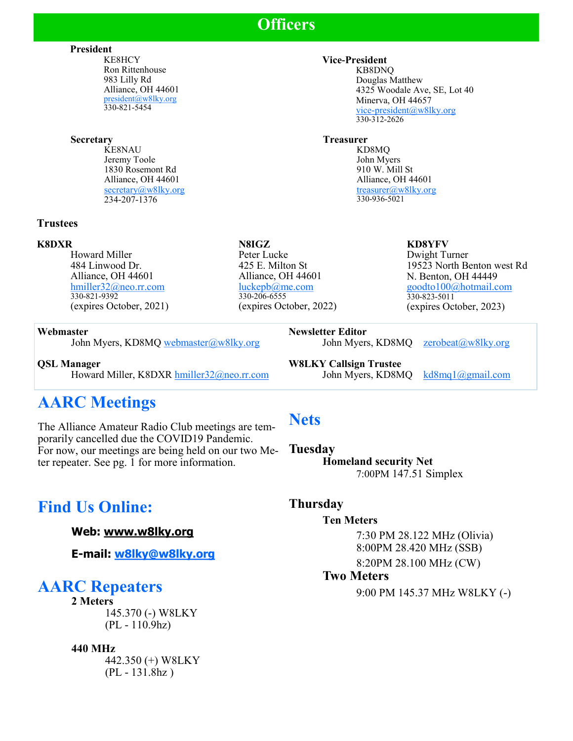# Officers

**President**

KE8HCY
Ron Rittenhouse
983 Lilly Rd
Alliance, OH 44601
president@w8lky.org
330-821-5454

**Vice-President**

KB8DNQ
Douglas Matthew
4325 Woodale Ave, SE, Lot 40
Minerva, OH 44657
vice-president@w8lky.org
330-312-2626

**Secretary**

KE8NAU
Jeremy Toole
1830 Rosemont Rd
Alliance, OH 44601
secretary@w8lky.org
234-207-1376

**Treasurer**

KD8MQ
John Myers
910 W. Mill St
Alliance, OH 44601
treasurer@w8lky.org
330-936-5021

**Trustees**

**K8DXR**
Howard Miller
484 Linwood Dr.
Alliance, OH 44601
hmiller32@neo.rr.com
330-821-9392
(expires October, 2021)

**N8IGZ**
Peter Lucke
425 E. Milton St
Alliance, OH 44601
luckepb@me.com
330-206-6555
(expires October, 2022)

**KD8YFV**
Dwight Turner
19523 North Benton west Rd
N. Benton, OH 44449
goodto100@hotmail.com
330-823-5011
(expires October, 2023)

**Webmaster**
John Myers, KD8MQ webmaster@w8lky.org

**Newsletter Editor**
John Myers, KD8MQ zerobeat@w8lky.org

**QSL Manager**
Howard Miller, K8DXR hmiller32@neo.rr.com

**W8LKY Callsign Trustee**
John Myers, KD8MQ kd8mq1@gmail.com

## AARC Meetings

The Alliance Amateur Radio Club meetings are temporarily cancelled due the COVID19 Pandemic. For now, our meetings are being held on our two Meter repeater. See pg. 1 for more information.

## Find Us Online:

**Web: www.w8lky.org**

**E-mail: w8lky@w8lky.org**

## AARC Repeaters

**2 Meters**
145.370 (-) W8LKY
(PL - 110.9hz)

**440 MHz**
442.350 (+) W8LKY
(PL - 131.8hz )

## Nets

### Tuesday

**Homeland security Net**
7:00PM 147.51 Simplex

### Thursday

**Ten Meters**
7:30 PM 28.122 MHz (Olivia)
8:00PM 28.420 MHz (SSB)
8:20PM 28.100 MHz (CW)

**Two Meters**
9:00 PM 145.37 MHz W8LKY (-)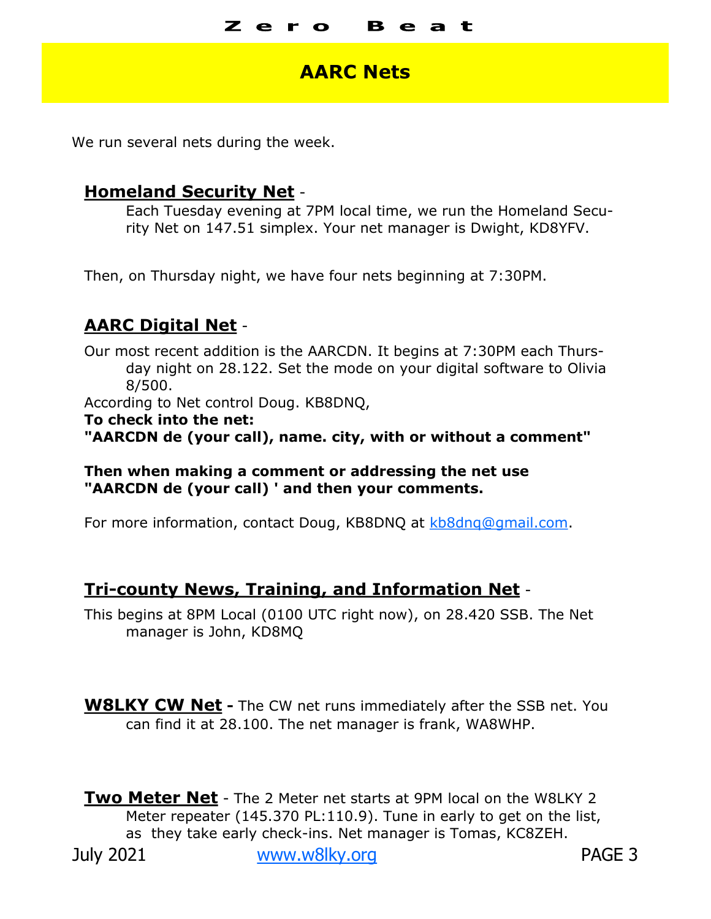# AARC Nets

We run several nets during the week.

## Homeland Security Net -

Each Tuesday evening at 7PM local time, we run the Homeland Security Net on 147.51 simplex. Your net manager is Dwight, KD8YFV.

Then, on Thursday night, we have four nets beginning at 7:30PM.

## AARC Digital Net -

Our most recent addition is the AARCDN. It begins at 7:30PM each Thursday night on 28.122. Set the mode on your digital software to Olivia 8/500.

According to Net control Doug. KB8DNQ,

**To check into the net:**

**"AARCDN de (your call), name. city, with or without a comment"**

**Then when making a comment or addressing the net use "AARCDN de (your call) ' and then your comments.**

For more information, contact Doug, KB8DNQ at kb8dnq@gmail.com.

## Tri-county News, Training, and Information Net -

This begins at 8PM Local (0100 UTC right now), on 28.420 SSB. The Net manager is John, KD8MQ

## W8LKY CW Net -

The CW net runs immediately after the SSB net. You can find it at 28.100. The net manager is frank, WA8WHP.

## Two Meter Net -

The 2 Meter net starts at 9PM local on the W8LKY 2 Meter repeater (145.370 PL:110.9). Tune in early to get on the list, as they take early check-ins. Net manager is Tomas, KC8ZEH.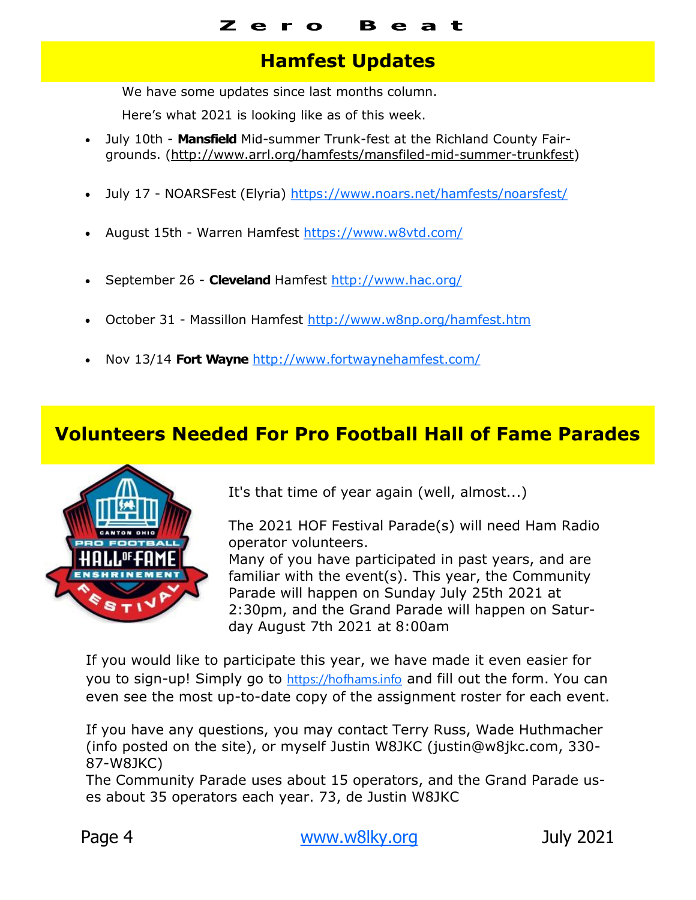## Hamfest Updates

We have some updates since last months column.

Here's what 2021 is looking like as of this week.

- July 10th - **Mansfield** Mid-summer Trunk-fest at the Richland County Fairgrounds. (http://www.arrl.org/hamfests/mansfiled-mid-summer-trunkfest)
- July 17 - NOARSFest (Elyria) https://www.noars.net/hamfests/noarsfest/
- August 15th - Warren Hamfest https://www.w8vtd.com/
- September 26 - **Cleveland** Hamfest http://www.hac.org/
- October 31 - Massillon Hamfest http://www.w8np.org/hamfest.htm
- Nov 13/14 **Fort Wayne** http://www.fortwaynehamfest.com/

## Volunteers Needed For Pro Football Hall of Fame Parades

It's that time of year again (well, almost...)

The 2021 HOF Festival Parade(s) will need Ham Radio operator volunteers.
Many of you have participated in past years, and are familiar with the event(s). This year, the Community Parade will happen on Sunday July 25th 2021 at 2:30pm, and the Grand Parade will happen on Saturday August 7th 2021 at 8:00am

If you would like to participate this year, we have made it even easier for you to sign-up! Simply go to https://hofhams.info and fill out the form. You can even see the most up-to-date copy of the assignment roster for each event.

If you have any questions, you may contact Terry Russ, Wade Huthmacher (info posted on the site), or myself Justin W8JKC (justin@w8jkc.com, 330-87-W8JKC)
The Community Parade uses about 15 operators, and the Grand Parade uses about 35 operators each year. 73, de Justin W8JKC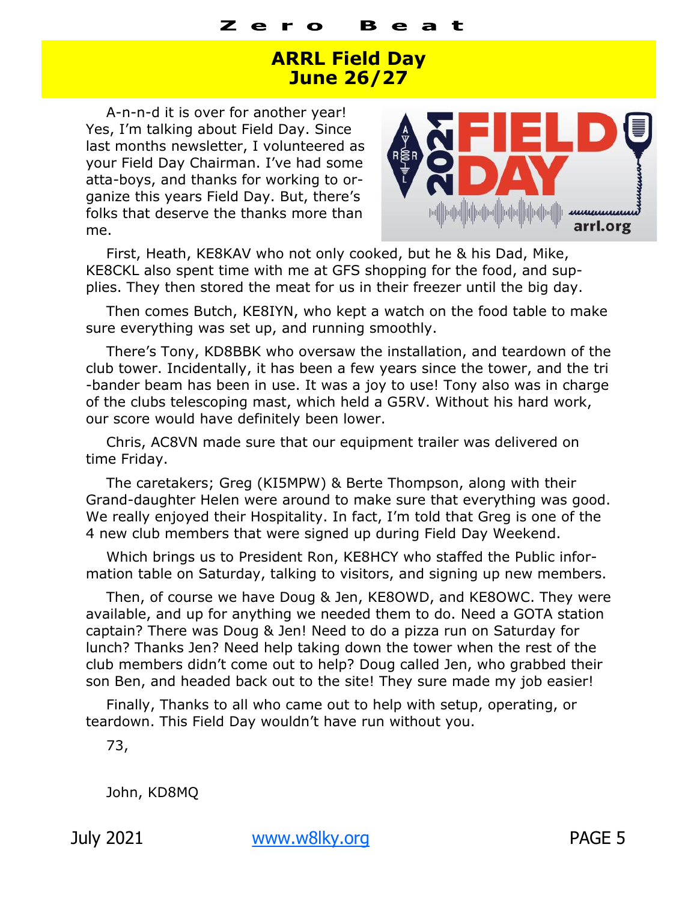# ARRL Field Day
# June 26/27

A-n-n-d it is over for another year! Yes, I'm talking about Field Day. Since last months newsletter, I volunteered as your Field Day Chairman. I've had some atta-boys, and thanks for working to organize this years Field Day. But, there's folks that deserve the thanks more than me.

First, Heath, KE8KAV who not only cooked, but he & his Dad, Mike, KE8CKL also spent time with me at GFS shopping for the food, and supplies. They then stored the meat for us in their freezer until the big day.

Then comes Butch, KE8IYN, who kept a watch on the food table to make sure everything was set up, and running smoothly.

There's Tony, KD8BBK who oversaw the installation, and teardown of the club tower. Incidentally, it has been a few years since the tower, and the tri-bander beam has been in use. It was a joy to use! Tony also was in charge of the clubs telescoping mast, which held a G5RV. Without his hard work, our score would have definitely been lower.

Chris, AC8VN made sure that our equipment trailer was delivered on time Friday.

The caretakers; Greg (KI5MPW) & Berte Thompson, along with their Grand-daughter Helen were around to make sure that everything was good. We really enjoyed their Hospitality. In fact, I'm told that Greg is one of the 4 new club members that were signed up during Field Day Weekend.

Which brings us to President Ron, KE8HCY who staffed the Public information table on Saturday, talking to visitors, and signing up new members.

Then, of course we have Doug & Jen, KE8OWD, and KE8OWC. They were available, and up for anything we needed them to do. Need a GOTA station captain? There was Doug & Jen! Need to do a pizza run on Saturday for lunch? Thanks Jen? Need help taking down the tower when the rest of the club members didn't come out to help? Doug called Jen, who grabbed their son Ben, and headed back out to the site! They sure made my job easier!

Finally, Thanks to all who came out to help with setup, operating, or teardown. This Field Day wouldn't have run without you.

73,

John, KD8MQ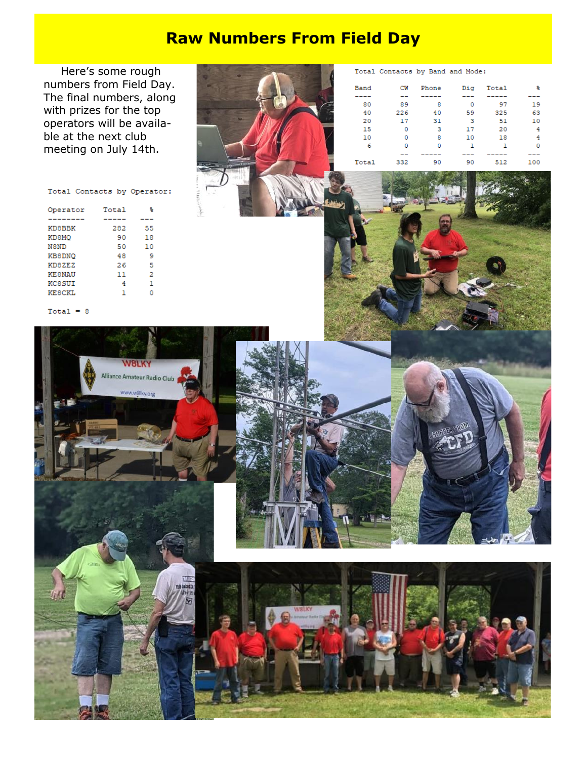# Raw Numbers From Field Day

Here's some rough numbers from Field Day. The final numbers, along with prizes for the top operators will be available at the next club meeting on July 14th.

Total Contacts by Band and Mode:

| Band | CW | Phone | Dig | Total | % |
|---|---|---|---|---|---|
| 80 | 89 | 8 | 0 | 97 | 19 |
| 40 | 226 | 40 | 59 | 325 | 63 |
| 20 | 17 | 31 | 3 | 51 | 10 |
| 15 | 0 | 3 | 17 | 20 | 4 |
| 10 | 0 | 8 | 10 | 18 | 4 |
| 6 | 0 | 0 | 1 | 1 | 0 |
| Total | 332 | 90 | 90 | 512 | 100 |

Total Contacts by Operator:

| Operator | Total | % |
|---|---|---|
| KD8BBK | 282 | 55 |
| KD8MQ | 90 | 18 |
| N8ND | 50 | 10 |
| KB8DNQ | 48 | 9 |
| KD8ZEZ | 26 | 5 |
| KE8NAU | 11 | 2 |
| KC8SUI | 4 | 1 |
| KE8CKL | 1 | 0 |

Total = 8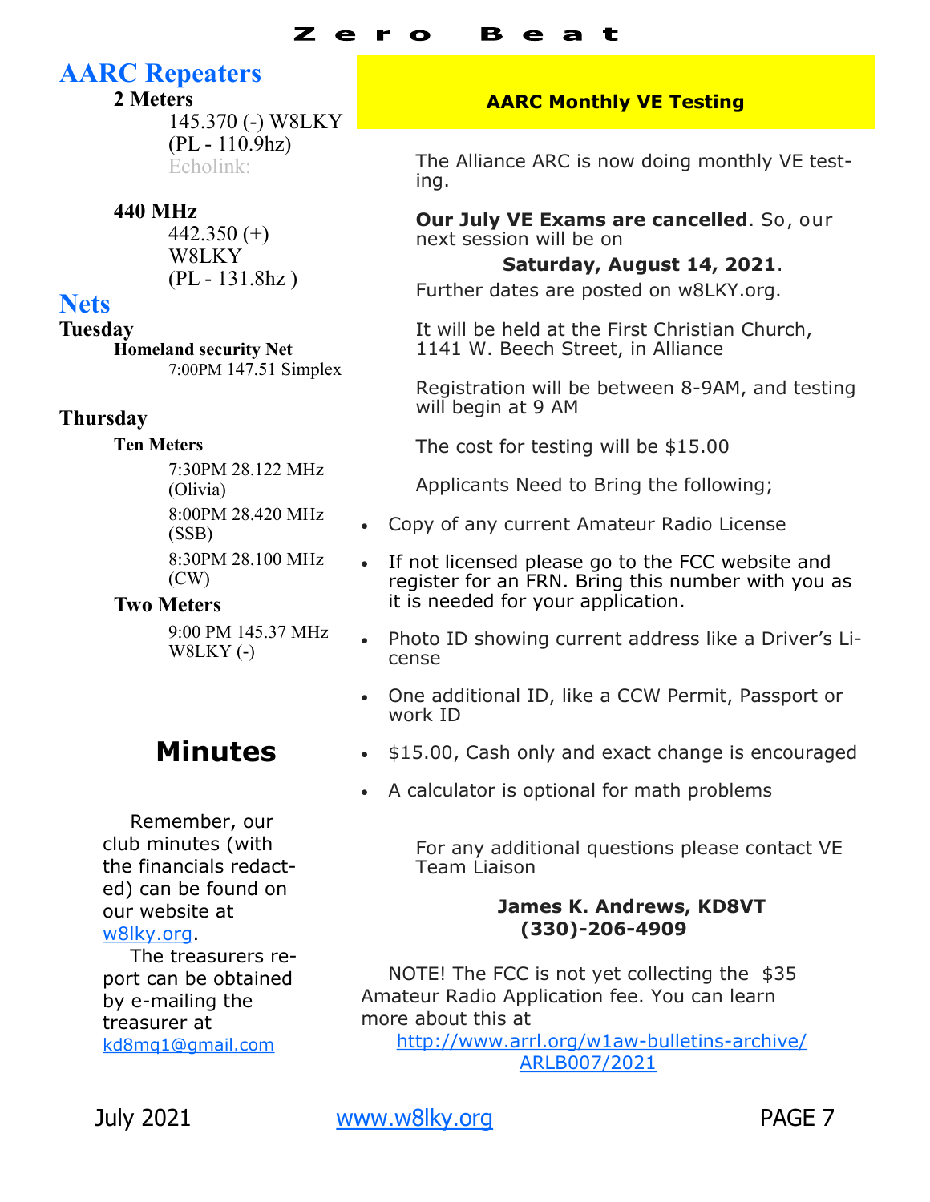## AARC Repeaters

**2 Meters**

145.370 (-) W8LKY
(PL - 110.9hz)
Echolink:

**440 MHz**

442.350 (+)
W8LKY
(PL - 131.8hz )

## Nets

**Tuesday**

**Homeland security Net**

7:00PM 147.51 Simplex

**Thursday**

**Ten Meters**

7:30PM 28.122 MHz (Olivia)

8:00PM 28.420 MHz (SSB)

8:30PM 28.100 MHz (CW)

**Two Meters**

9:00 PM 145.37 MHz W8LKY (-)

## Minutes

Remember, our club minutes (with the financials redacted) can be found on our website at w8lky.org.

The treasurers report can be obtained by e-mailing the treasurer at kd8mq1@gmail.com

## AARC Monthly VE Testing

The Alliance ARC is now doing monthly VE testing.

**Our July VE Exams are cancelled**. So, our next session will be on

**Saturday, August 14, 2021**.

Further dates are posted on w8LKY.org.

It will be held at the First Christian Church, 1141 W. Beech Street, in Alliance

Registration will be between 8-9AM, and testing will begin at 9 AM

The cost for testing will be $15.00

Applicants Need to Bring the following;

- Copy of any current Amateur Radio License
- If not licensed please go to the FCC website and register for an FRN. Bring this number with you as it is needed for your application.
- Photo ID showing current address like a Driver's License
- One additional ID, like a CCW Permit, Passport or work ID
- $15.00, Cash only and exact change is encouraged
- A calculator is optional for math problems

For any additional questions please contact VE Team Liaison

**James K. Andrews, KD8VT**
**(330)-206-4909**

NOTE! The FCC is not yet collecting the $35 Amateur Radio Application fee. You can learn more about this at http://www.arrl.org/w1aw-bulletins-archive/ARLB007/2021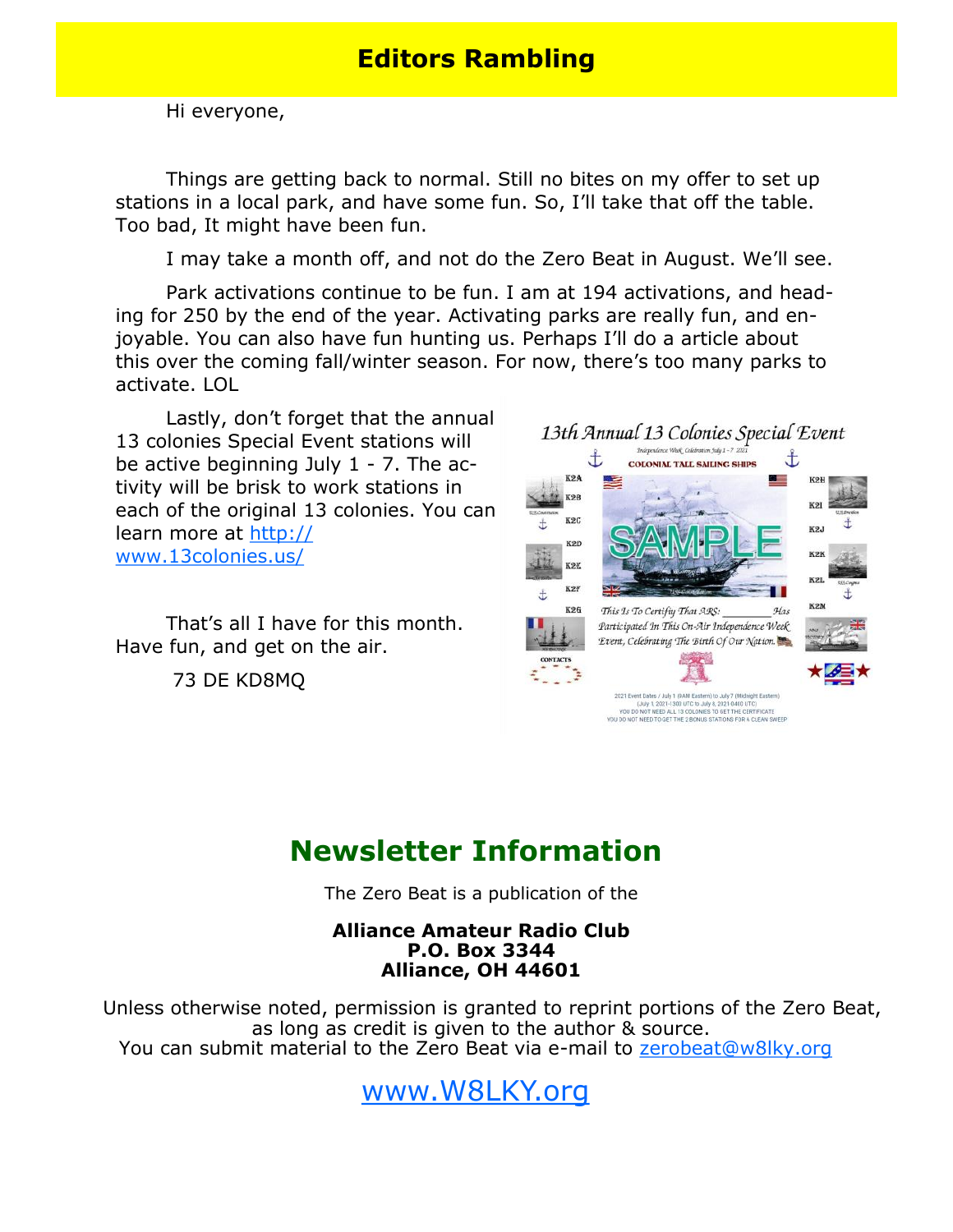## Editors Rambling

Hi everyone,

Things are getting back to normal. Still no bites on my offer to set up stations in a local park, and have some fun. So, I'll take that off the table. Too bad, It might have been fun.

I may take a month off, and not do the Zero Beat in August. We'll see.

Park activations continue to be fun. I am at 194 activations, and heading for 250 by the end of the year. Activating parks are really fun, and enjoyable. You can also have fun hunting us. Perhaps I'll do a article about this over the coming fall/winter season. For now, there's too many parks to activate. LOL

Lastly, don't forget that the annual 13 colonies Special Event stations will be active beginning July 1 - 7. The activity will be brisk to work stations in each of the original 13 colonies. You can learn more at http://www.13colonies.us/

That's all I have for this month. Have fun, and get on the air.

73 DE KD8MQ

## Newsletter Information

The Zero Beat is a publication of the

**Alliance Amateur Radio Club**
**P.O. Box 3344**
**Alliance, OH 44601**

Unless otherwise noted, permission is granted to reprint portions of the Zero Beat, as long as credit is given to the author & source.
You can submit material to the Zero Beat via e-mail to zerobeat@w8lky.org

www.W8LKY.org